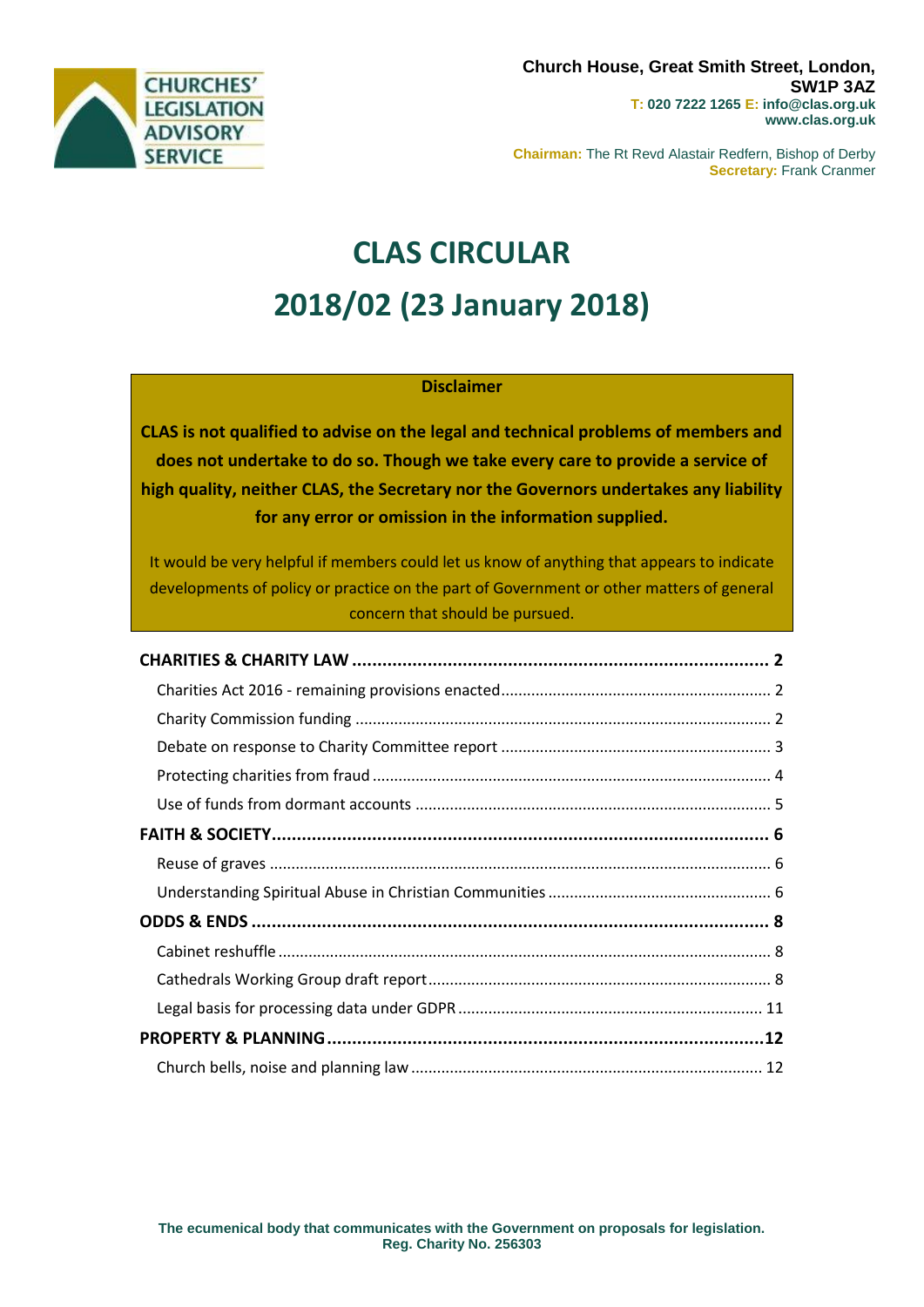**CHURCHES' LEGISLATION ADVISORY SERVICE**

**Church House, Great Smith Street, London, SW1P 3AZ**
**T: 020 7222 1265 E: info@clas.org.uk**
**www.clas.org.uk**

**Chairman:** The Rt Revd Alastair Redfern, Bishop of Derby
**Secretary:** Frank Cranmer

# CLAS CIRCULAR

# 2018/02 (23 January 2018)

**Disclaimer**

**CLAS is not qualified to advise on the legal and technical problems of members and does not undertake to do so. Though we take every care to provide a service of high quality, neither CLAS, the Secretary nor the Governors undertakes any liability for any error or omission in the information supplied.**

It would be very helpful if members could let us know of anything that appears to indicate developments of policy or practice on the part of Government or other matters of general concern that should be pursued.

**CHARITIES & CHARITY LAW** ..... **2**
- Charities Act 2016 - remaining provisions enacted ..... 2
- Charity Commission funding ..... 2
- Debate on response to Charity Committee report ..... 3
- Protecting charities from fraud ..... 4
- Use of funds from dormant accounts ..... 5

**FAITH & SOCIETY** ..... **6**
- Reuse of graves ..... 6
- Understanding Spiritual Abuse in Christian Communities ..... 6

**ODDS & ENDS** ..... **8**
- Cabinet reshuffle ..... 8
- Cathedrals Working Group draft report ..... 8
- Legal basis for processing data under GDPR ..... 11

**PROPERTY & PLANNING** ..... **12**
- Church bells, noise and planning law ..... 12

**The ecumenical body that communicates with the Government on proposals for legislation.**
**Reg. Charity No. 256303**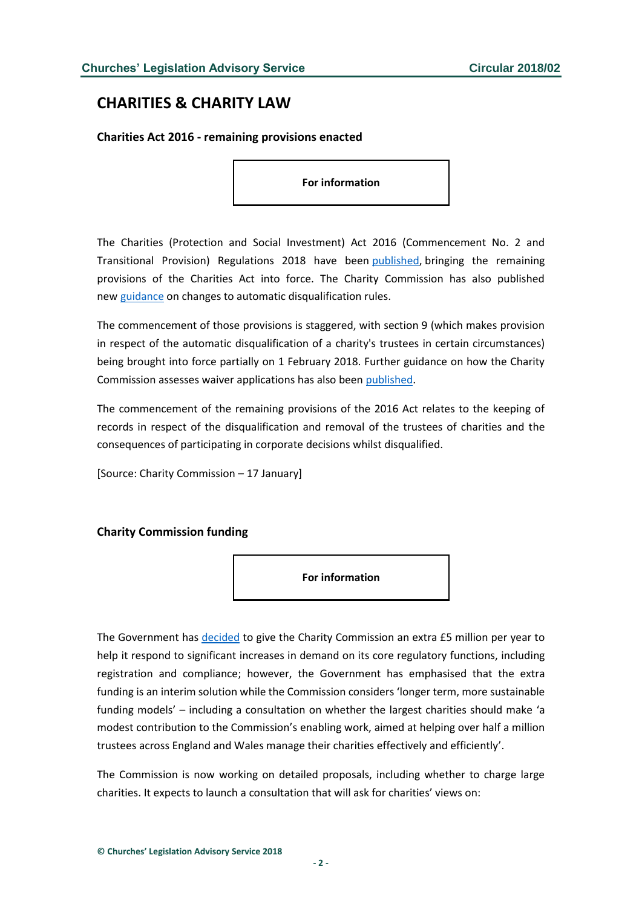# CHARITIES & CHARITY LAW

## Charities Act 2016 - remaining provisions enacted

**For information**

The Charities (Protection and Social Investment) Act 2016 (Commencement No. 2 and Transitional Provision) Regulations 2018 have been published, bringing the remaining provisions of the Charities Act into force. The Charity Commission has also published new guidance on changes to automatic disqualification rules.

The commencement of those provisions is staggered, with section 9 (which makes provision in respect of the automatic disqualification of a charity's trustees in certain circumstances) being brought into force partially on 1 February 2018. Further guidance on how the Charity Commission assesses waiver applications has also been published.

The commencement of the remaining provisions of the 2016 Act relates to the keeping of records in respect of the disqualification and removal of the trustees of charities and the consequences of participating in corporate decisions whilst disqualified.

[Source: Charity Commission – 17 January]

## Charity Commission funding

**For information**

The Government has decided to give the Charity Commission an extra £5 million per year to help it respond to significant increases in demand on its core regulatory functions, including registration and compliance; however, the Government has emphasised that the extra funding is an interim solution while the Commission considers 'longer term, more sustainable funding models' – including a consultation on whether the largest charities should make 'a modest contribution to the Commission's enabling work, aimed at helping over half a million trustees across England and Wales manage their charities effectively and efficiently'.

The Commission is now working on detailed proposals, including whether to charge large charities. It expects to launch a consultation that will ask for charities' views on: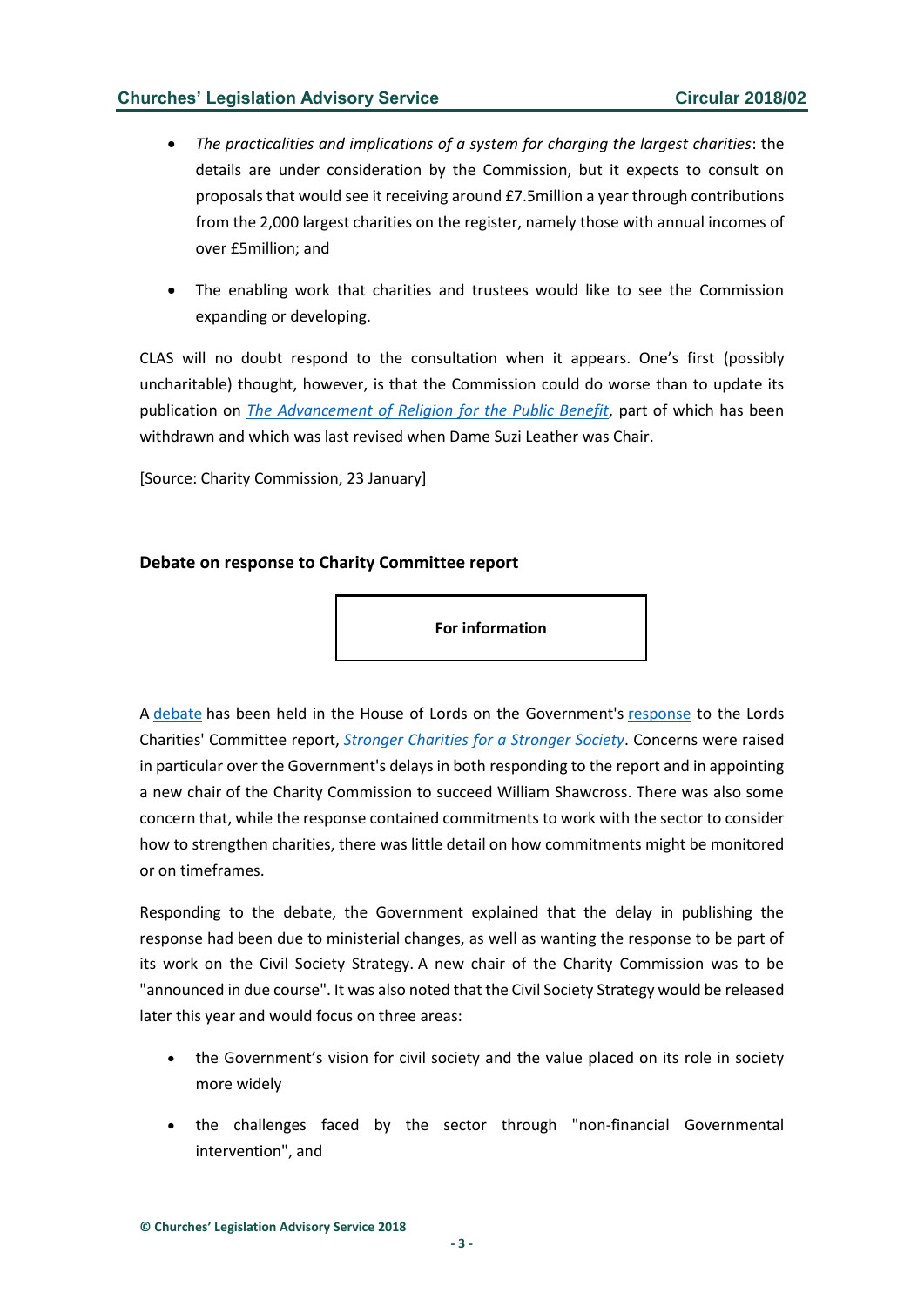- *The practicalities and implications of a system for charging the largest charities*: the details are under consideration by the Commission, but it expects to consult on proposals that would see it receiving around £7.5million a year through contributions from the 2,000 largest charities on the register, namely those with annual incomes of over £5million; and
- The enabling work that charities and trustees would like to see the Commission expanding or developing.

CLAS will no doubt respond to the consultation when it appears. One's first (possibly uncharitable) thought, however, is that the Commission could do worse than to update its publication on *The Advancement of Religion for the Public Benefit*, part of which has been withdrawn and which was last revised when Dame Suzi Leather was Chair.

[Source: Charity Commission, 23 January]

### Debate on response to Charity Committee report

**For information**

A debate has been held in the House of Lords on the Government's response to the Lords Charities' Committee report, *Stronger Charities for a Stronger Society*. Concerns were raised in particular over the Government's delays in both responding to the report and in appointing a new chair of the Charity Commission to succeed William Shawcross. There was also some concern that, while the response contained commitments to work with the sector to consider how to strengthen charities, there was little detail on how commitments might be monitored or on timeframes.

Responding to the debate, the Government explained that the delay in publishing the response had been due to ministerial changes, as well as wanting the response to be part of its work on the Civil Society Strategy. A new chair of the Charity Commission was to be "announced in due course". It was also noted that the Civil Society Strategy would be released later this year and would focus on three areas:

- the Government's vision for civil society and the value placed on its role in society more widely
- the challenges faced by the sector through "non-financial Governmental intervention", and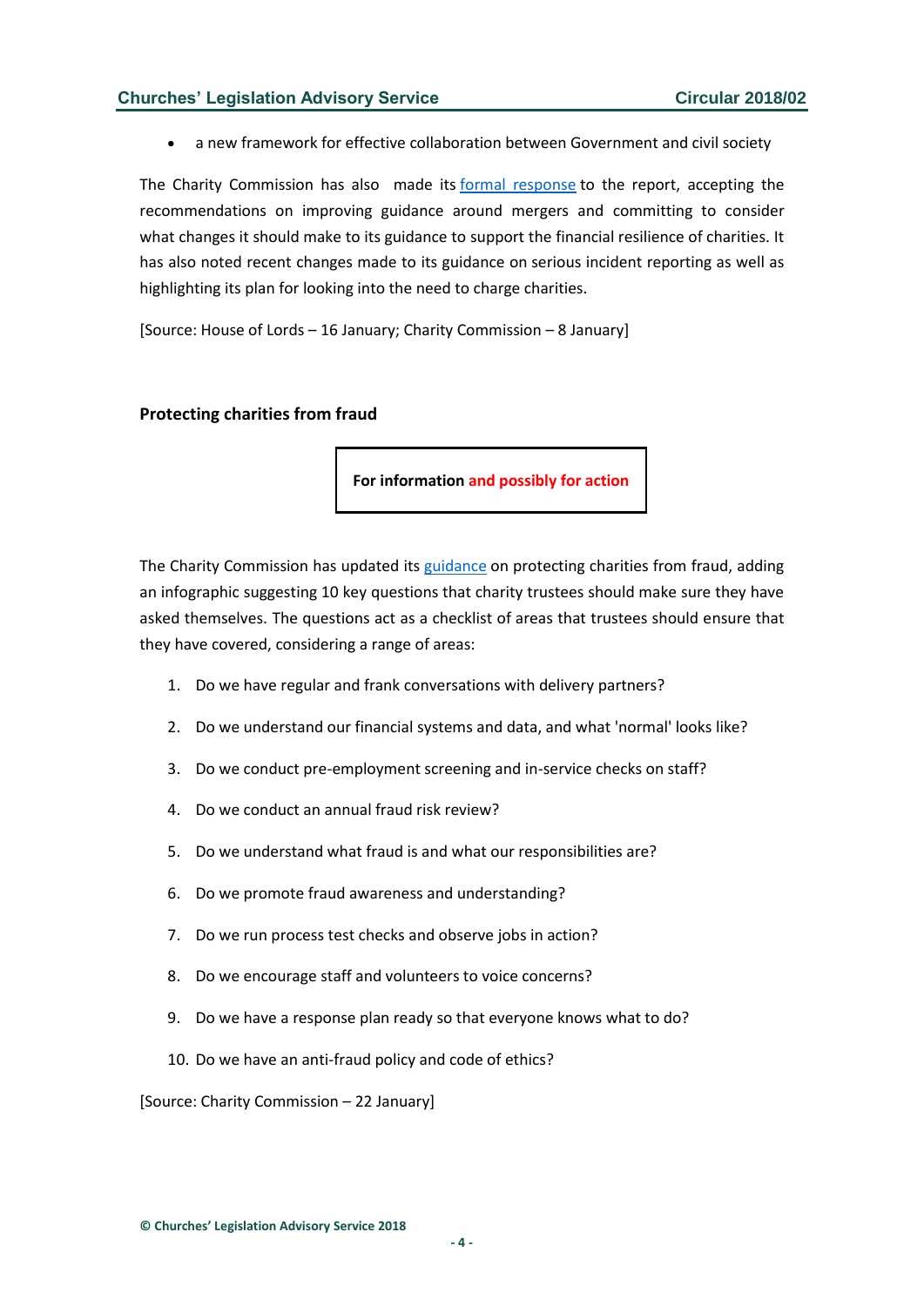- a new framework for effective collaboration between Government and civil society

The Charity Commission has also made its formal response to the report, accepting the recommendations on improving guidance around mergers and committing to consider what changes it should make to its guidance to support the financial resilience of charities. It has also noted recent changes made to its guidance on serious incident reporting as well as highlighting its plan for looking into the need to charge charities.

[Source: House of Lords – 16 January; Charity Commission – 8 January]

### Protecting charities from fraud

**For information and possibly for action**

The Charity Commission has updated its guidance on protecting charities from fraud, adding an infographic suggesting 10 key questions that charity trustees should make sure they have asked themselves. The questions act as a checklist of areas that trustees should ensure that they have covered, considering a range of areas:

1. Do we have regular and frank conversations with delivery partners?
2. Do we understand our financial systems and data, and what 'normal' looks like?
3. Do we conduct pre-employment screening and in-service checks on staff?
4. Do we conduct an annual fraud risk review?
5. Do we understand what fraud is and what our responsibilities are?
6. Do we promote fraud awareness and understanding?
7. Do we run process test checks and observe jobs in action?
8. Do we encourage staff and volunteers to voice concerns?
9. Do we have a response plan ready so that everyone knows what to do?
10. Do we have an anti-fraud policy and code of ethics?

[Source: Charity Commission – 22 January]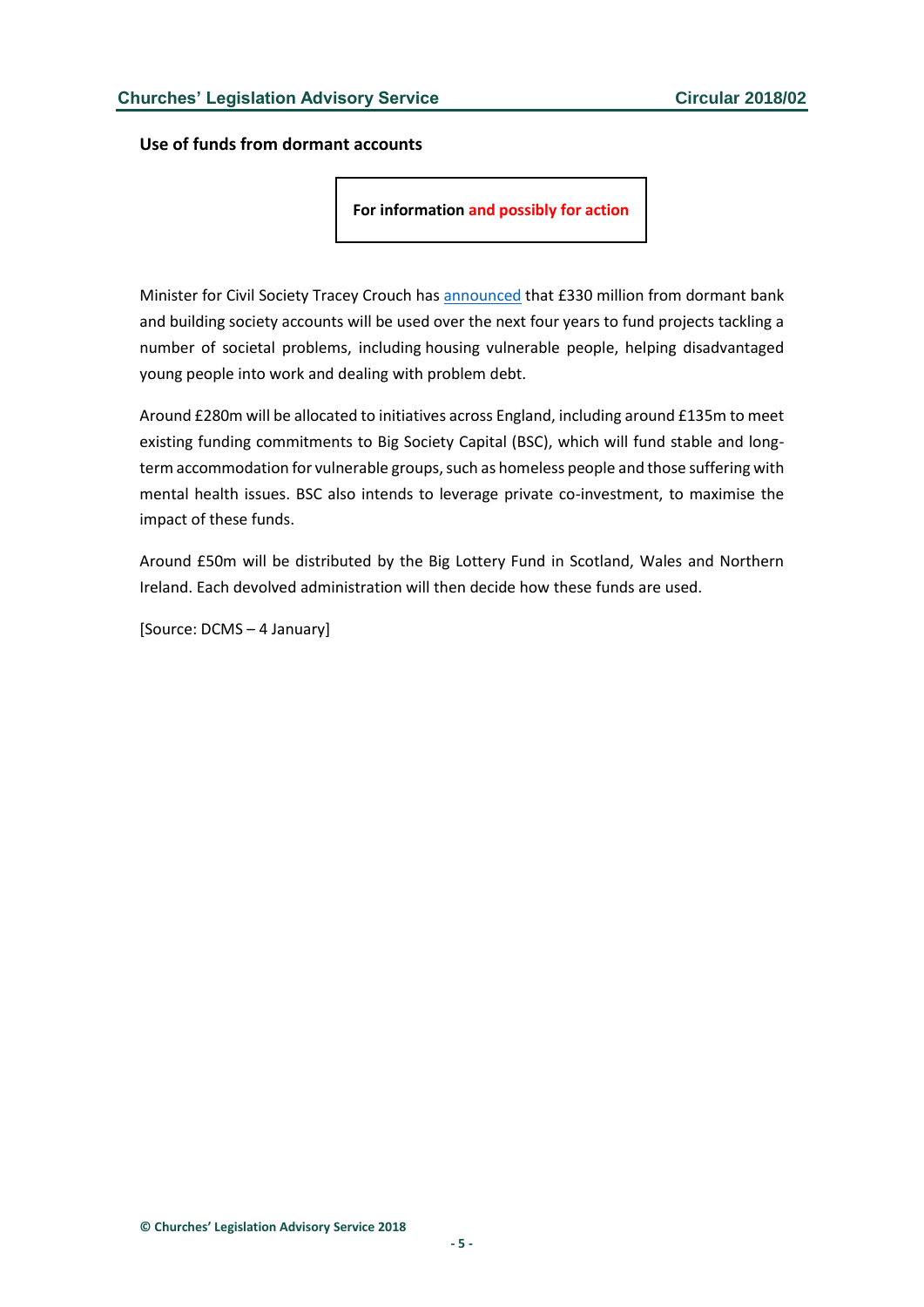### Use of funds from dormant accounts

**For information and possibly for action**

Minister for Civil Society Tracey Crouch has announced that £330 million from dormant bank and building society accounts will be used over the next four years to fund projects tackling a number of societal problems, including housing vulnerable people, helping disadvantaged young people into work and dealing with problem debt.

Around £280m will be allocated to initiatives across England, including around £135m to meet existing funding commitments to Big Society Capital (BSC), which will fund stable and long-term accommodation for vulnerable groups, such as homeless people and those suffering with mental health issues. BSC also intends to leverage private co-investment, to maximise the impact of these funds.

Around £50m will be distributed by the Big Lottery Fund in Scotland, Wales and Northern Ireland. Each devolved administration will then decide how these funds are used.

[Source: DCMS – 4 January]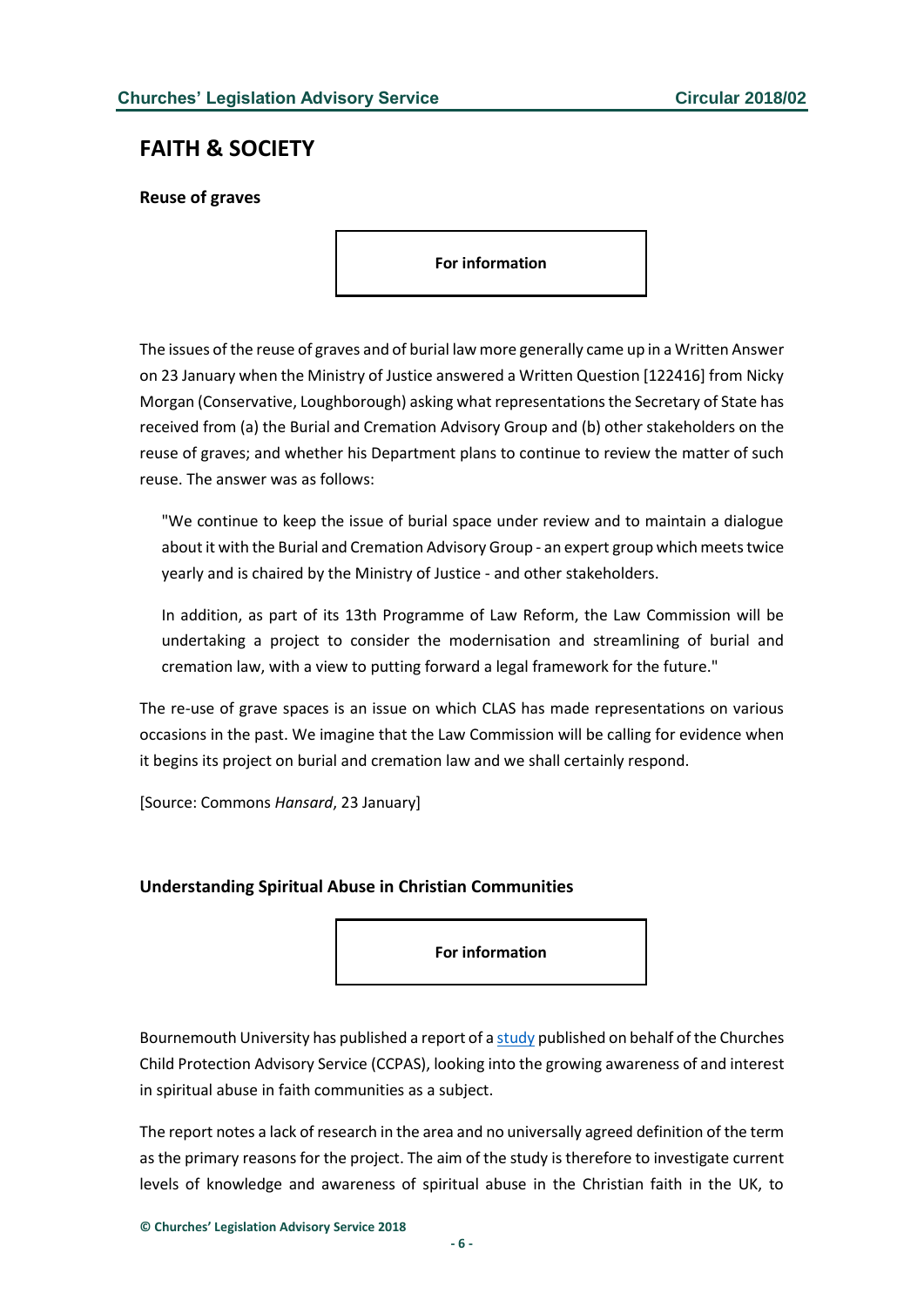# FAITH & SOCIETY

### Reuse of graves

**For information**

The issues of the reuse of graves and of burial law more generally came up in a Written Answer on 23 January when the Ministry of Justice answered a Written Question [122416] from Nicky Morgan (Conservative, Loughborough) asking what representations the Secretary of State has received from (a) the Burial and Cremation Advisory Group and (b) other stakeholders on the reuse of graves; and whether his Department plans to continue to review the matter of such reuse. The answer was as follows:

> "We continue to keep the issue of burial space under review and to maintain a dialogue about it with the Burial and Cremation Advisory Group - an expert group which meets twice yearly and is chaired by the Ministry of Justice - and other stakeholders.
>
> In addition, as part of its 13th Programme of Law Reform, the Law Commission will be undertaking a project to consider the modernisation and streamlining of burial and cremation law, with a view to putting forward a legal framework for the future."

The re-use of grave spaces is an issue on which CLAS has made representations on various occasions in the past. We imagine that the Law Commission will be calling for evidence when it begins its project on burial and cremation law and we shall certainly respond.

[Source: Commons *Hansard*, 23 January]

### Understanding Spiritual Abuse in Christian Communities

**For information**

Bournemouth University has published a report of a study published on behalf of the Churches Child Protection Advisory Service (CCPAS), looking into the growing awareness of and interest in spiritual abuse in faith communities as a subject.

The report notes a lack of research in the area and no universally agreed definition of the term as the primary reasons for the project. The aim of the study is therefore to investigate current levels of knowledge and awareness of spiritual abuse in the Christian faith in the UK, to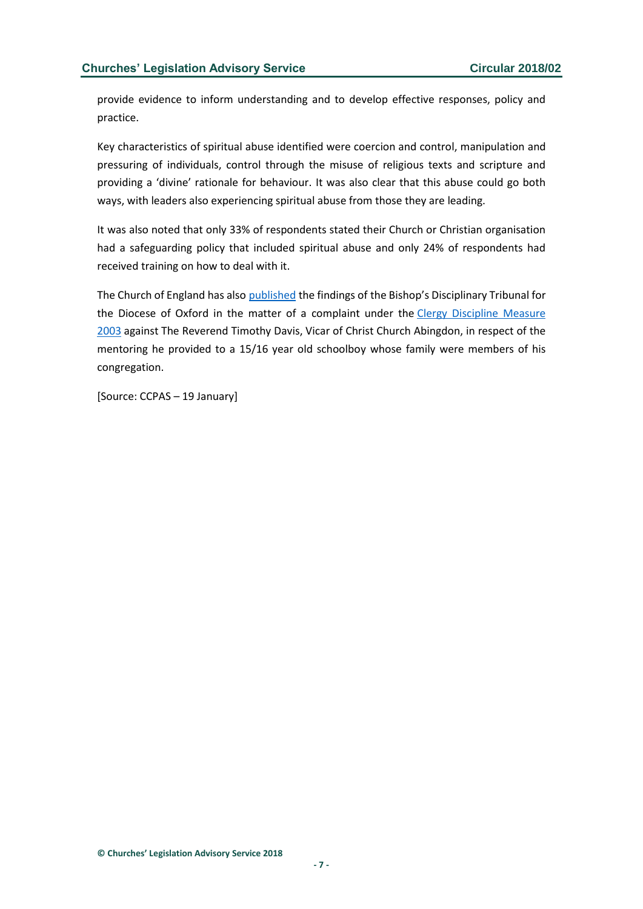provide evidence to inform understanding and to develop effective responses, policy and practice.

Key characteristics of spiritual abuse identified were coercion and control, manipulation and pressuring of individuals, control through the misuse of religious texts and scripture and providing a 'divine' rationale for behaviour. It was also clear that this abuse could go both ways, with leaders also experiencing spiritual abuse from those they are leading.

It was also noted that only 33% of respondents stated their Church or Christian organisation had a safeguarding policy that included spiritual abuse and only 24% of respondents had received training on how to deal with it.

The Church of England has also published the findings of the Bishop's Disciplinary Tribunal for the Diocese of Oxford in the matter of a complaint under the Clergy Discipline Measure 2003 against The Reverend Timothy Davis, Vicar of Christ Church Abingdon, in respect of the mentoring he provided to a 15/16 year old schoolboy whose family were members of his congregation.

[Source: CCPAS – 19 January]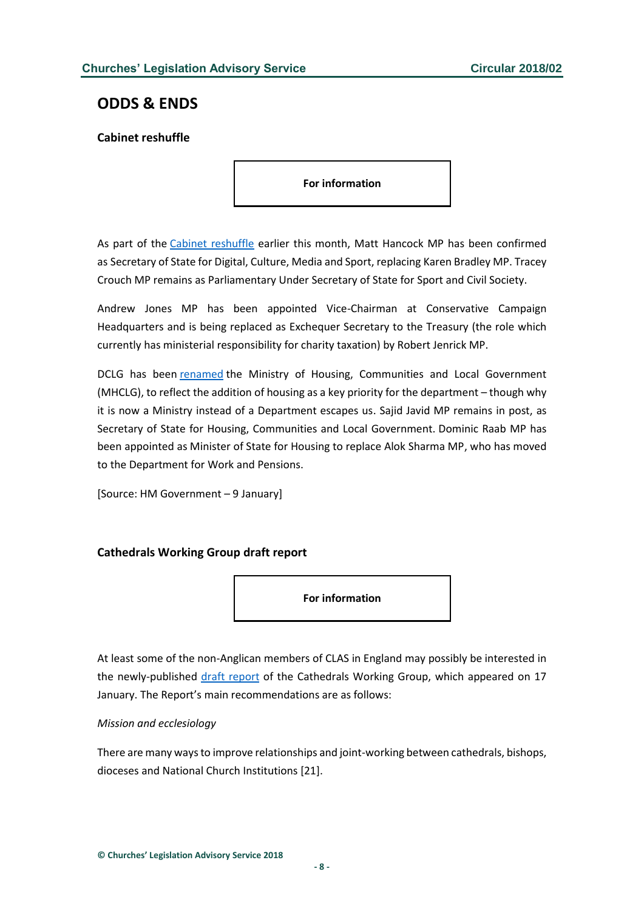## ODDS & ENDS

### Cabinet reshuffle

**For information**

As part of the Cabinet reshuffle earlier this month, Matt Hancock MP has been confirmed as Secretary of State for Digital, Culture, Media and Sport, replacing Karen Bradley MP. Tracey Crouch MP remains as Parliamentary Under Secretary of State for Sport and Civil Society.

Andrew Jones MP has been appointed Vice-Chairman at Conservative Campaign Headquarters and is being replaced as Exchequer Secretary to the Treasury (the role which currently has ministerial responsibility for charity taxation) by Robert Jenrick MP.

DCLG has been renamed the Ministry of Housing, Communities and Local Government (MHCLG), to reflect the addition of housing as a key priority for the department – though why it is now a Ministry instead of a Department escapes us. Sajid Javid MP remains in post, as Secretary of State for Housing, Communities and Local Government. Dominic Raab MP has been appointed as Minister of State for Housing to replace Alok Sharma MP, who has moved to the Department for Work and Pensions.

[Source: HM Government – 9 January]

### Cathedrals Working Group draft report

**For information**

At least some of the non-Anglican members of CLAS in England may possibly be interested in the newly-published draft report of the Cathedrals Working Group, which appeared on 17 January. The Report's main recommendations are as follows:

*Mission and ecclesiology*

There are many ways to improve relationships and joint-working between cathedrals, bishops, dioceses and National Church Institutions [21].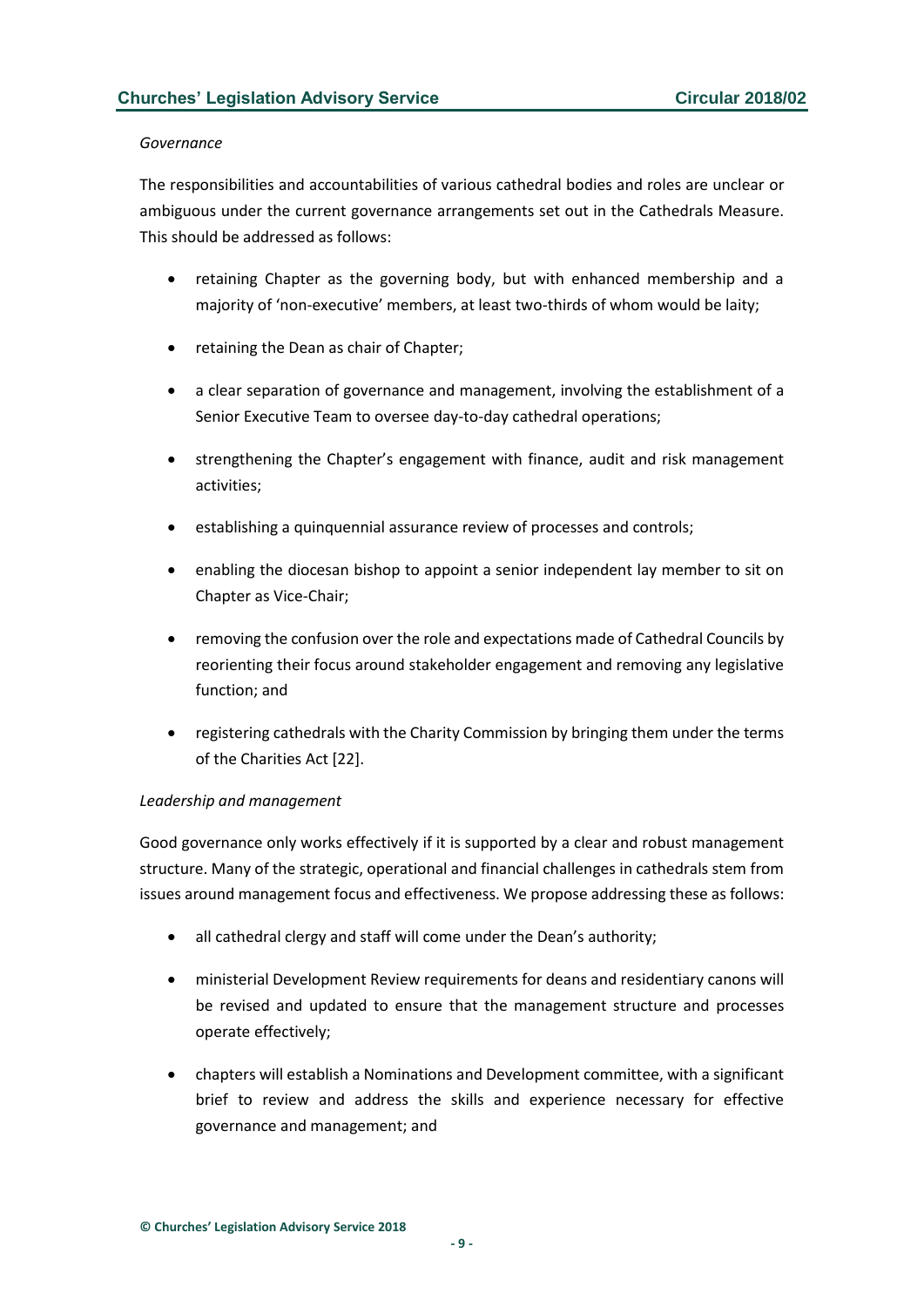*Governance*

The responsibilities and accountabilities of various cathedral bodies and roles are unclear or ambiguous under the current governance arrangements set out in the Cathedrals Measure. This should be addressed as follows:

- retaining Chapter as the governing body, but with enhanced membership and a majority of 'non-executive' members, at least two-thirds of whom would be laity;
- retaining the Dean as chair of Chapter;
- a clear separation of governance and management, involving the establishment of a Senior Executive Team to oversee day-to-day cathedral operations;
- strengthening the Chapter's engagement with finance, audit and risk management activities;
- establishing a quinquennial assurance review of processes and controls;
- enabling the diocesan bishop to appoint a senior independent lay member to sit on Chapter as Vice-Chair;
- removing the confusion over the role and expectations made of Cathedral Councils by reorienting their focus around stakeholder engagement and removing any legislative function; and
- registering cathedrals with the Charity Commission by bringing them under the terms of the Charities Act [22].

*Leadership and management*

Good governance only works effectively if it is supported by a clear and robust management structure. Many of the strategic, operational and financial challenges in cathedrals stem from issues around management focus and effectiveness. We propose addressing these as follows:

- all cathedral clergy and staff will come under the Dean's authority;
- ministerial Development Review requirements for deans and residentiary canons will be revised and updated to ensure that the management structure and processes operate effectively;
- chapters will establish a Nominations and Development committee, with a significant brief to review and address the skills and experience necessary for effective governance and management; and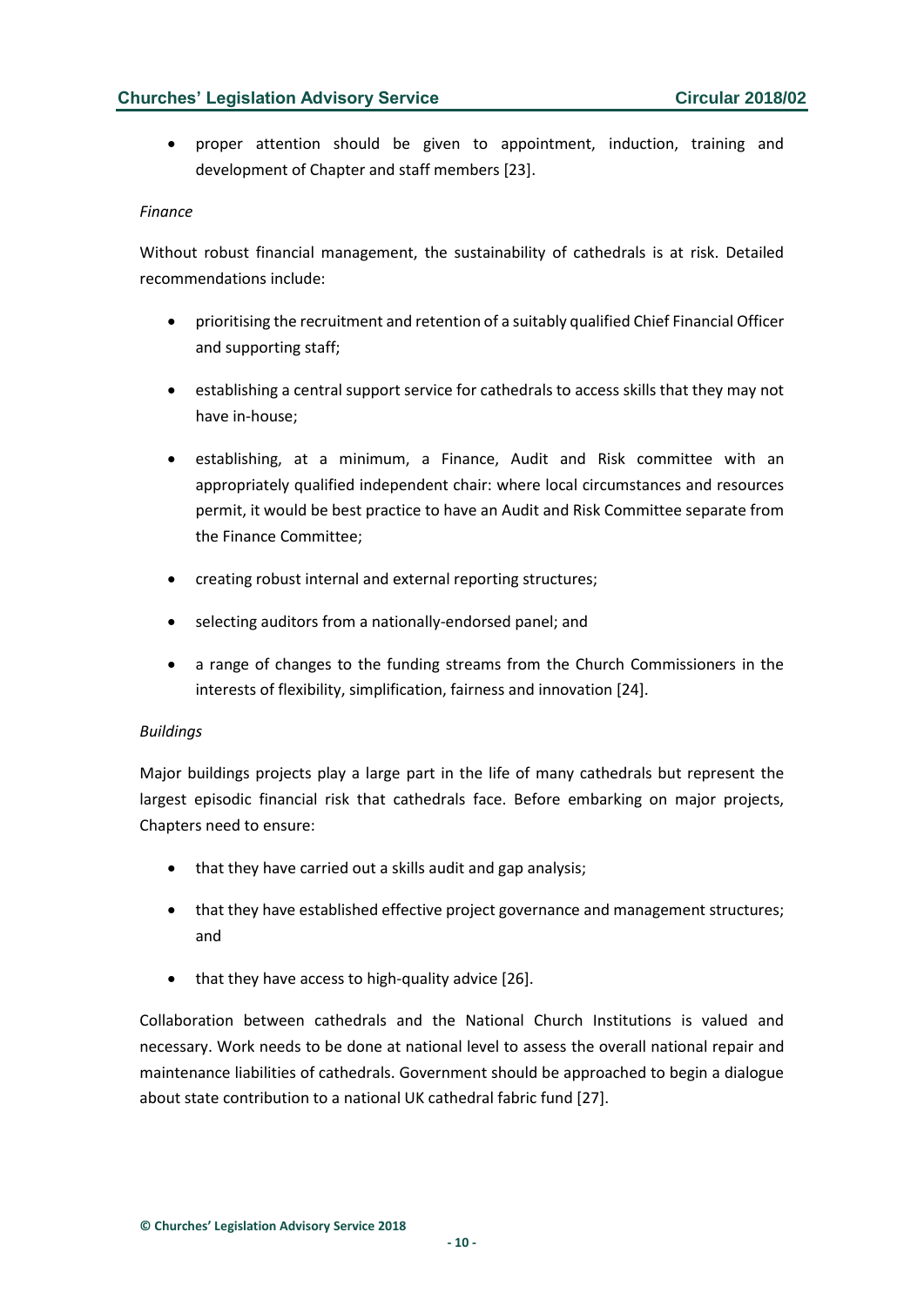- proper attention should be given to appointment, induction, training and development of Chapter and staff members [23].

*Finance*

Without robust financial management, the sustainability of cathedrals is at risk. Detailed recommendations include:

- prioritising the recruitment and retention of a suitably qualified Chief Financial Officer and supporting staff;
- establishing a central support service for cathedrals to access skills that they may not have in-house;
- establishing, at a minimum, a Finance, Audit and Risk committee with an appropriately qualified independent chair: where local circumstances and resources permit, it would be best practice to have an Audit and Risk Committee separate from the Finance Committee;
- creating robust internal and external reporting structures;
- selecting auditors from a nationally-endorsed panel; and
- a range of changes to the funding streams from the Church Commissioners in the interests of flexibility, simplification, fairness and innovation [24].

*Buildings*

Major buildings projects play a large part in the life of many cathedrals but represent the largest episodic financial risk that cathedrals face. Before embarking on major projects, Chapters need to ensure:

- that they have carried out a skills audit and gap analysis;
- that they have established effective project governance and management structures; and
- that they have access to high-quality advice [26].

Collaboration between cathedrals and the National Church Institutions is valued and necessary. Work needs to be done at national level to assess the overall national repair and maintenance liabilities of cathedrals. Government should be approached to begin a dialogue about state contribution to a national UK cathedral fabric fund [27].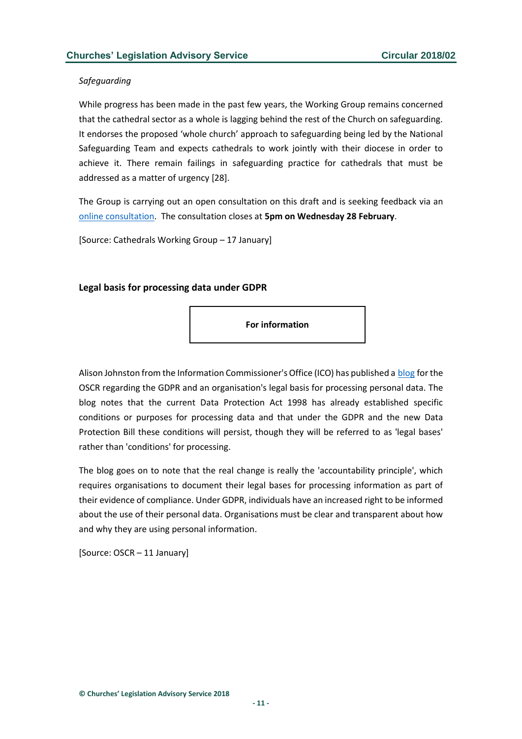*Safeguarding*

While progress has been made in the past few years, the Working Group remains concerned that the cathedral sector as a whole is lagging behind the rest of the Church on safeguarding. It endorses the proposed 'whole church' approach to safeguarding being led by the National Safeguarding Team and expects cathedrals to work jointly with their diocese in order to achieve it. There remain failings in safeguarding practice for cathedrals that must be addressed as a matter of urgency [28].

The Group is carrying out an open consultation on this draft and is seeking feedback via an online consultation. The consultation closes at **5pm on Wednesday 28 February**.

[Source: Cathedrals Working Group – 17 January]

### Legal basis for processing data under GDPR

**For information**

Alison Johnston from the Information Commissioner's Office (ICO) has published a blog for the OSCR regarding the GDPR and an organisation's legal basis for processing personal data. The blog notes that the current Data Protection Act 1998 has already established specific conditions or purposes for processing data and that under the GDPR and the new Data Protection Bill these conditions will persist, though they will be referred to as 'legal bases' rather than 'conditions' for processing.

The blog goes on to note that the real change is really the 'accountability principle', which requires organisations to document their legal bases for processing information as part of their evidence of compliance. Under GDPR, individuals have an increased right to be informed about the use of their personal data. Organisations must be clear and transparent about how and why they are using personal information.

[Source: OSCR – 11 January]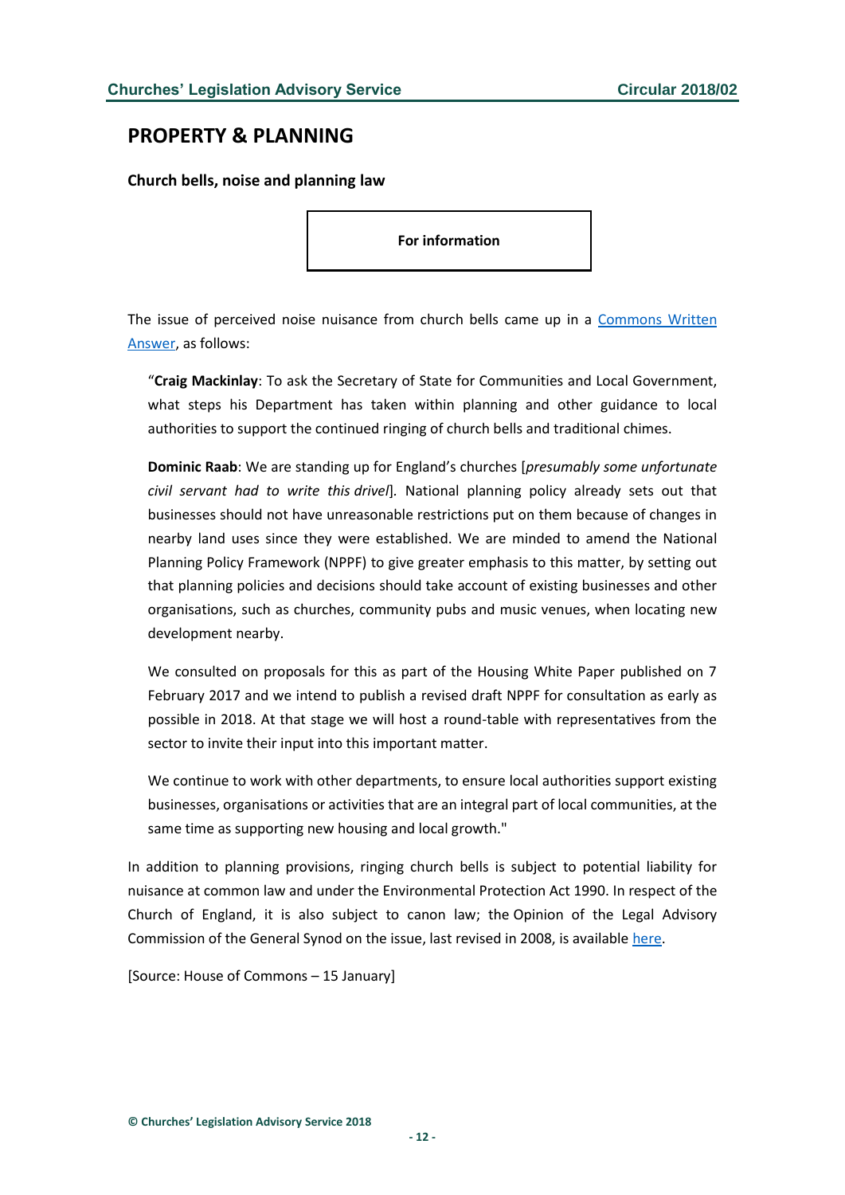## PROPERTY & PLANNING

### Church bells, noise and planning law

**For information**

The issue of perceived noise nuisance from church bells came up in a Commons Written Answer, as follows:

> "**Craig Mackinlay**: To ask the Secretary of State for Communities and Local Government, what steps his Department has taken within planning and other guidance to local authorities to support the continued ringing of church bells and traditional chimes.
>
> **Dominic Raab**: We are standing up for England's churches [*presumably some unfortunate civil servant had to write this drivel*]. National planning policy already sets out that businesses should not have unreasonable restrictions put on them because of changes in nearby land uses since they were established. We are minded to amend the National Planning Policy Framework (NPPF) to give greater emphasis to this matter, by setting out that planning policies and decisions should take account of existing businesses and other organisations, such as churches, community pubs and music venues, when locating new development nearby.
>
> We consulted on proposals for this as part of the Housing White Paper published on 7 February 2017 and we intend to publish a revised draft NPPF for consultation as early as possible in 2018. At that stage we will host a round-table with representatives from the sector to invite their input into this important matter.
>
> We continue to work with other departments, to ensure local authorities support existing businesses, organisations or activities that are an integral part of local communities, at the same time as supporting new housing and local growth."

In addition to planning provisions, ringing church bells is subject to potential liability for nuisance at common law and under the Environmental Protection Act 1990. In respect of the Church of England, it is also subject to canon law; the Opinion of the Legal Advisory Commission of the General Synod on the issue, last revised in 2008, is available here.

[Source: House of Commons – 15 January]